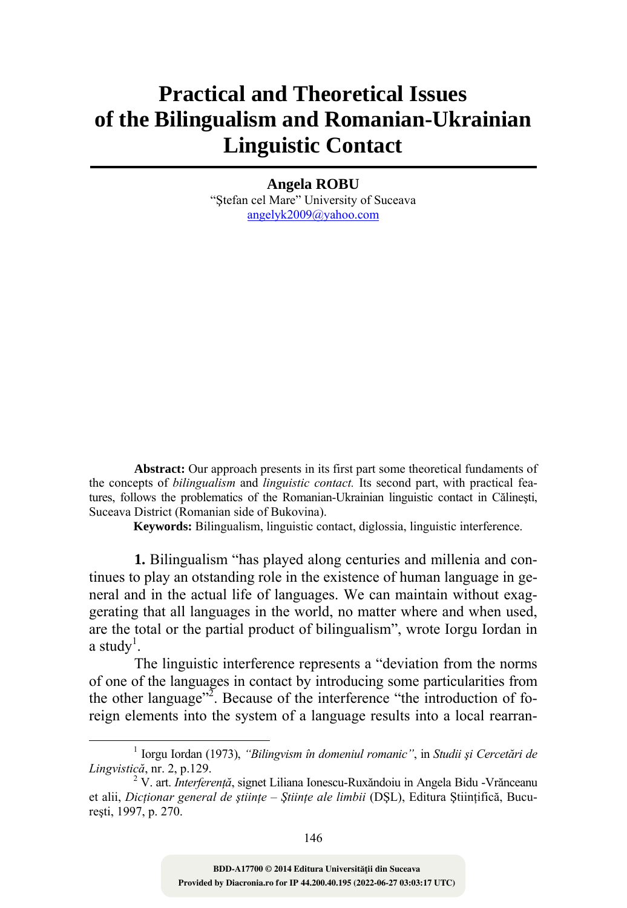# Practical and Theoretical Issues of the Bilingualism and Romanian-Ukrainian Linguistic Contact

**Angela ROBU**
"Ştefan cel Mare" University of Suceava
angelyk2009@yahoo.com

**Abstract:** Our approach presents in its first part some theoretical fundaments of the concepts of *bilingualism* and *linguistic contact.* Its second part, with practical features, follows the problematics of the Romanian-Ukrainian linguistic contact in Călineşti, Suceava District (Romanian side of Bukovina).

**Keywords:** Bilingualism, linguistic contact, diglossia, linguistic interference.

**1.** Bilingualism "has played along centuries and millenia and continues to play an otstanding role in the existence of human language in general and in the actual life of languages. We can maintain without exaggerating that all languages in the world, no matter where and when used, are the total or the partial product of bilingualism", wrote Iorgu Iordan in a study[1].

The linguistic interference represents a "deviation from the norms of one of the languages in contact by introducing some particularities from the other language"[2]. Because of the interference "the introduction of foreign elements into the system of a language results into a local rearran-

---

[1] Iorgu Iordan (1973), *"Bilingvism în domeniul romanic"*, in *Studii şi Cercetări de Lingvistică*, nr. 2, p.129.

[2] V. art. *Interferenţă*, signet Liliana Ionescu-Ruxăndoiu in Angela Bidu -Vrănceanu et alii, *Dicționar general de științe – Ştiințe ale limbii* (DŞL), Editura Ştiinţifică, Bucureşti, 1997, p. 270.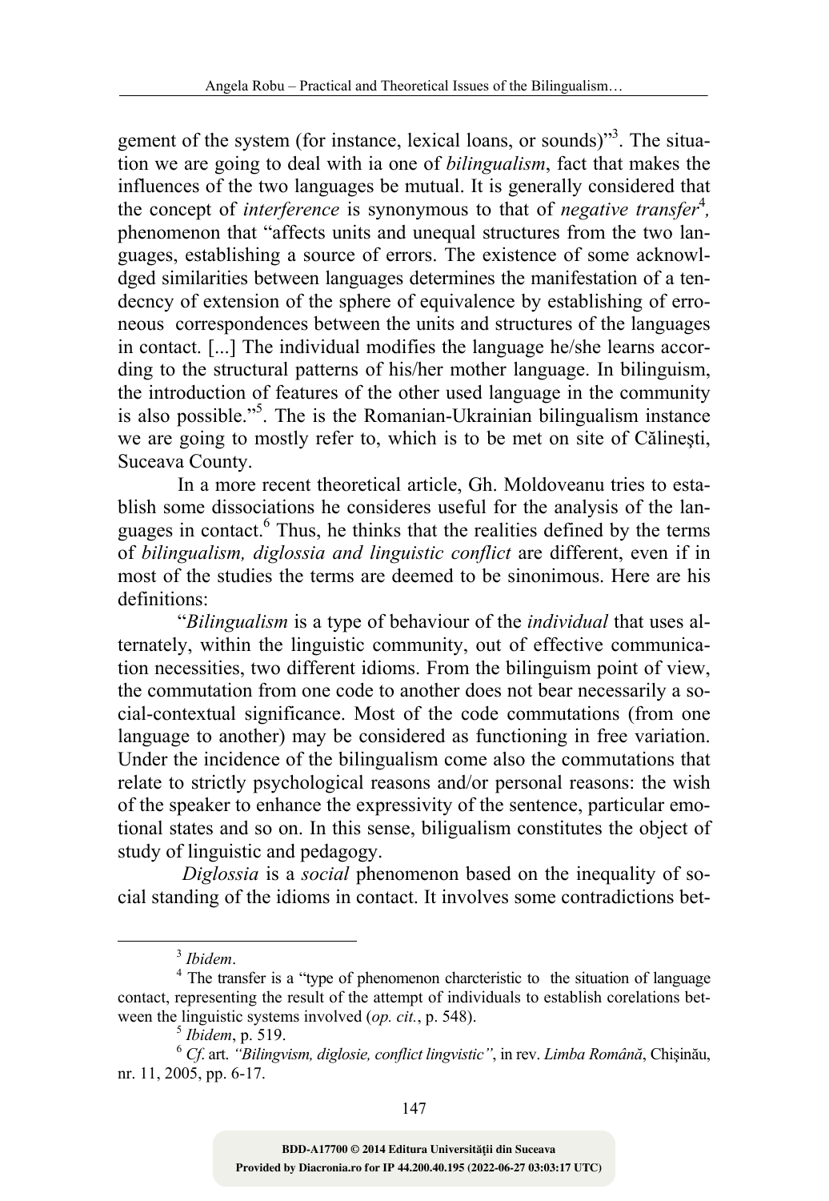gement of the system (for instance, lexical loans, or sounds)"[3]. The situation we are going to deal with ia one of *bilingualism*, fact that makes the influences of the two languages be mutual. It is generally considered that the concept of *interference* is synonymous to that of *negative transfer*[4], phenomenon that "affects units and unequal structures from the two languages, establishing a source of errors. The existence of some acknowldged similarities between languages determines the manifestation of a tendecncy of extension of the sphere of equivalence by establishing of erroneous correspondences between the units and structures of the languages in contact. [...] The individual modifies the language he/she learns according to the structural patterns of his/her mother language. In bilinguism, the introduction of features of the other used language in the community is also possible."[5]. The is the Romanian-Ukrainian bilingualism instance we are going to mostly refer to, which is to be met on site of Călineşti, Suceava County.

In a more recent theoretical article, Gh. Moldoveanu tries to establish some dissociations he consideres useful for the analysis of the languages in contact.[6] Thus, he thinks that the realities defined by the terms of *bilingualism, diglossia and linguistic conflict* are different, even if in most of the studies the terms are deemed to be sinonimous. Here are his definitions:

"*Bilingualism* is a type of behaviour of the *individual* that uses alternately, within the linguistic community, out of effective communication necessities, two different idioms. From the bilinguism point of view, the commutation from one code to another does not bear necessarily a social-contextual significance. Most of the code commutations (from one language to another) may be considered as functioning in free variation. Under the incidence of the bilingualism come also the commutations that relate to strictly psychological reasons and/or personal reasons: the wish of the speaker to enhance the expressivity of the sentence, particular emotional states and so on. In this sense, biligualism constitutes the object of study of linguistic and pedagogy.

*Diglossia* is a *social* phenomenon based on the inequality of social standing of the idioms in contact. It involves some contradictions bet-

---

[3] *Ibidem*.

[4] The transfer is a "type of phenomenon charcteristic to the situation of language contact, representing the result of the attempt of individuals to establish corelations between the linguistic systems involved (*op. cit.*, p. 548).

[5] *Ibidem*, p. 519.

[6] *Cf.* art. *"Bilingvism, diglosie, conflict lingvistic"*, in rev. *Limba Română*, Chişinău, nr. 11, 2005, pp. 6-17.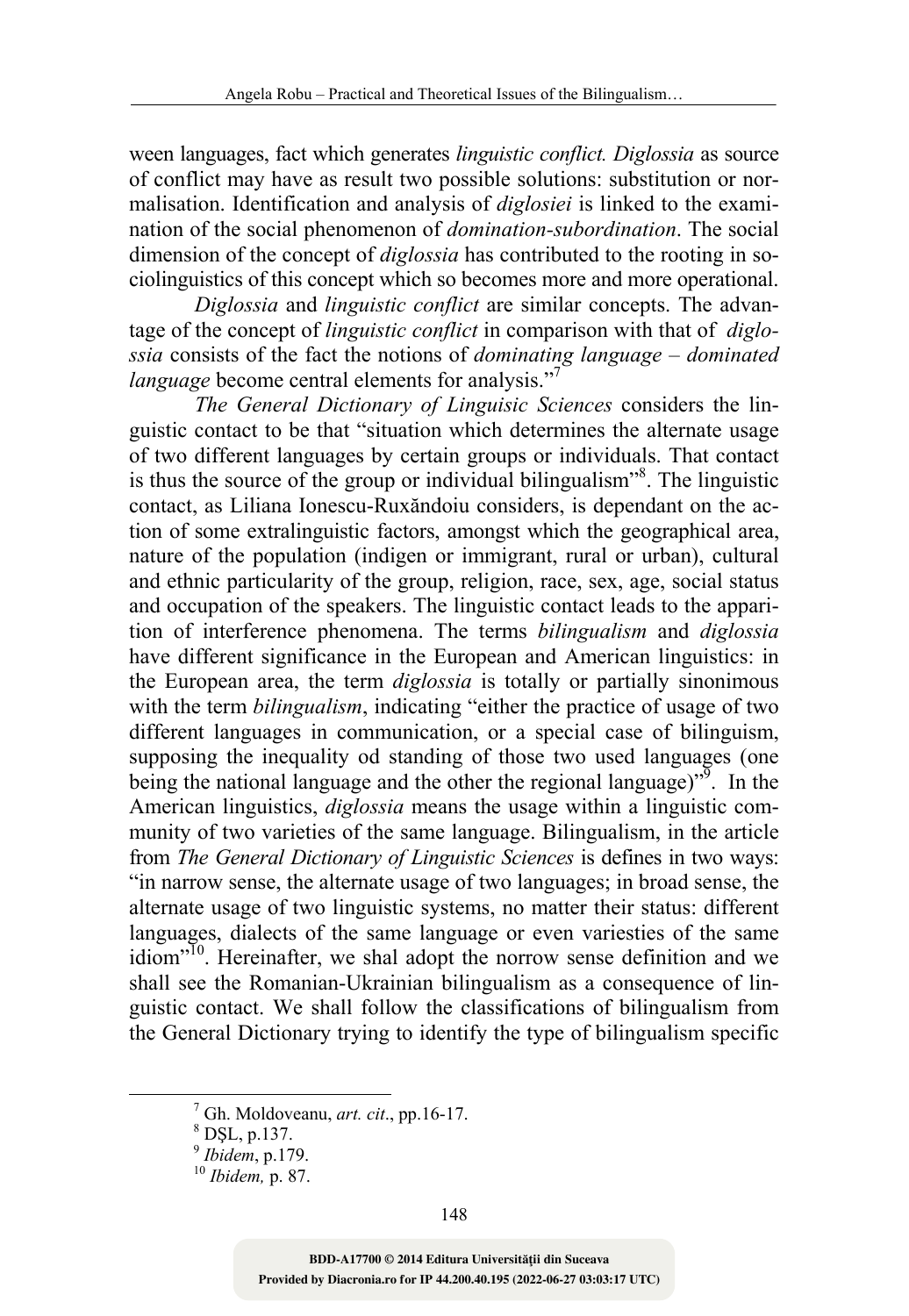ween languages, fact which generates *linguistic conflict. Diglossia* as source of conflict may have as result two possible solutions: substitution or normalisation. Identification and analysis of *diglosiei* is linked to the examination of the social phenomenon of *domination-subordination*. The social dimension of the concept of *diglossia* has contributed to the rooting in sociolinguistics of this concept which so becomes more and more operational.

*Diglossia* and *linguistic conflict* are similar concepts. The advantage of the concept of *linguistic conflict* in comparison with that of *diglossia* consists of the fact the notions of *dominating language – dominated language* become central elements for analysis."[7]

*The General Dictionary of Linguisic Sciences* considers the linguistic contact to be that "situation which determines the alternate usage of two different languages by certain groups or individuals. That contact is thus the source of the group or individual bilingualism"[8]. The linguistic contact, as Liliana Ionescu-Ruxăndoiu considers, is dependant on the action of some extralinguistic factors, amongst which the geographical area, nature of the population (indigen or immigrant, rural or urban), cultural and ethnic particularity of the group, religion, race, sex, age, social status and occupation of the speakers. The linguistic contact leads to the apparition of interference phenomena. The terms *bilingualism* and *diglossia* have different significance in the European and American linguistics: in the European area, the term *diglossia* is totally or partially sinonimous with the term *bilingualism*, indicating "either the practice of usage of two different languages in communication, or a special case of bilinguism, supposing the inequality od standing of those two used languages (one being the national language and the other the regional language)"[9]. In the American linguistics, *diglossia* means the usage within a linguistic community of two varieties of the same language. Bilingualism, in the article from *The General Dictionary of Linguistic Sciences* is defines in two ways: "in narrow sense, the alternate usage of two languages; in broad sense, the alternate usage of two linguistic systems, no matter their status: different languages, dialects of the same language or even variesties of the same idiom"[10]. Hereinafter, we shal adopt the norrow sense definition and we shall see the Romanian-Ukrainian bilingualism as a consequence of linguistic contact. We shall follow the classifications of bilingualism from the General Dictionary trying to identify the type of bilingualism specific

---

[7] Gh. Moldoveanu, *art. cit*., pp.16-17.

[8] DŞL, p.137.

[9] *Ibidem*, p.179.

[10] *Ibidem,* p. 87.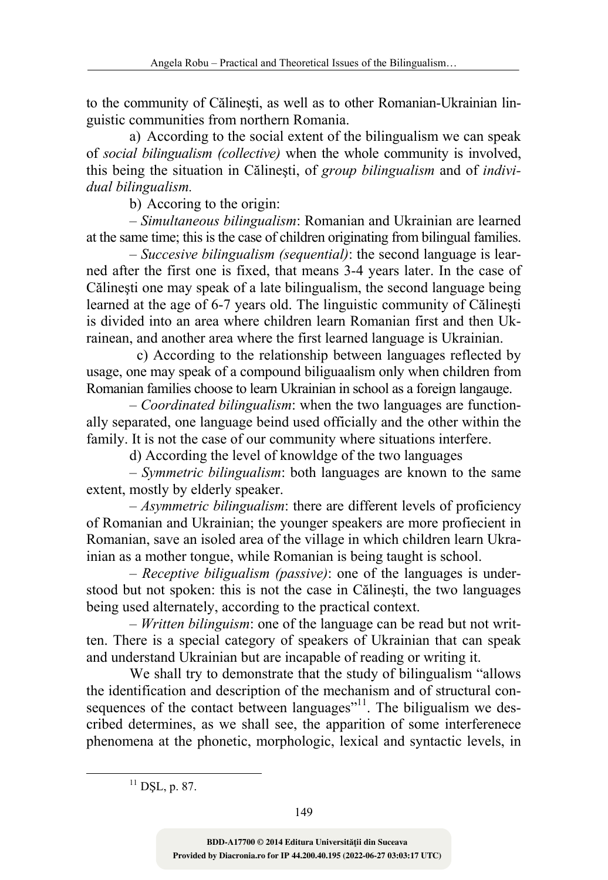to the community of Călineşti, as well as to other Romanian-Ukrainian linguistic communities from northern Romania.

a) According to the social extent of the bilingualism we can speak of *social bilingualism (collective)* when the whole community is involved, this being the situation in Călineşti, of *group bilingualism* and of *individual bilingualism.*

b) Accoring to the origin:

– *Simultaneous bilingualism*: Romanian and Ukrainian are learned at the same time; this is the case of children originating from bilingual families.

– *Succesive bilingualism (sequential)*: the second language is learned after the first one is fixed, that means 3-4 years later. In the case of Călineşti one may speak of a late bilingualism, the second language being learned at the age of 6-7 years old. The linguistic community of Călineşti is divided into an area where children learn Romanian first and then Ukrainean, and another area where the first learned language is Ukrainian.

c) According to the relationship between languages reflected by usage, one may speak of a compound biliguaalism only when children from Romanian families choose to learn Ukrainian in school as a foreign langauge.

– *Coordinated bilingualism*: when the two languages are functionally separated, one language beind used officially and the other within the family. It is not the case of our community where situations interfere.

d) According the level of knowldge of the two languages

– *Symmetric bilingualism*: both languages are known to the same extent, mostly by elderly speaker.

– *Asymmetric bilingualism*: there are different levels of proficiency of Romanian and Ukrainian; the younger speakers are more profiecient in Romanian, save an isoled area of the village in which children learn Ukrainian as a mother tongue, while Romanian is being taught is school.

– *Receptive biligualism (passive)*: one of the languages is understood but not spoken: this is not the case in Călineşti, the two languages being used alternately, according to the practical context.

– *Written bilinguism*: one of the language can be read but not written. There is a special category of speakers of Ukrainian that can speak and understand Ukrainian but are incapable of reading or writing it.

We shall try to demonstrate that the study of bilingualism "allows the identification and description of the mechanism and of structural consequences of the contact between languages"[11]. The biligualism we described determines, as we shall see, the apparition of some interferenece phenomena at the phonetic, morphologic, lexical and syntactic levels, in

[11] DŞL, p. 87.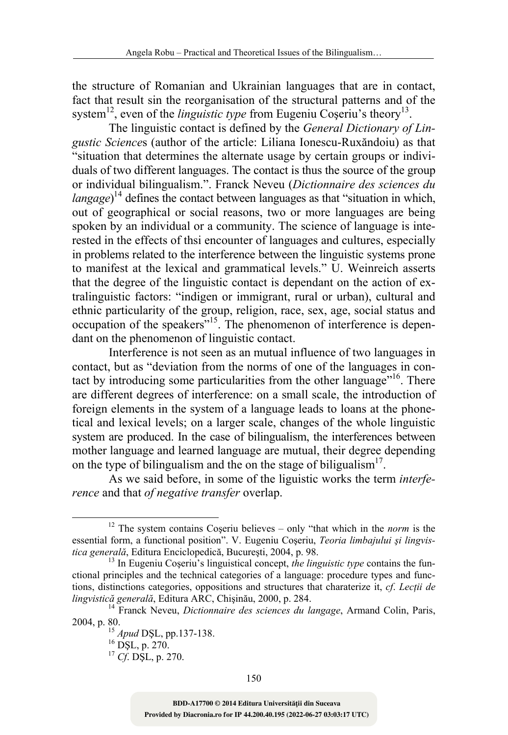the structure of Romanian and Ukrainian languages that are in contact, fact that result sin the reorganisation of the structural patterns and of the system[12], even of the *linguistic type* from Eugeniu Coşeriu's theory[13].

The linguistic contact is defined by the *General Dictionary of Lingustic Sciences* (author of the article: Liliana Ionescu-Ruxăndoiu) as that "situation that determines the alternate usage by certain groups or individuals of two different languages. The contact is thus the source of the group or individual bilingualism.". Franck Neveu (*Dictionnaire des sciences du langage*)[14] defines the contact between languages as that "situation in which, out of geographical or social reasons, two or more languages are being spoken by an individual or a community. The science of language is interested in the effects of thsi encounter of languages and cultures, especially in problems related to the interference between the linguistic systems prone to manifest at the lexical and grammatical levels." U. Weinreich asserts that the degree of the linguistic contact is dependant on the action of extralinguistic factors: "indigen or immigrant, rural or urban), cultural and ethnic particularity of the group, religion, race, sex, age, social status and occupation of the speakers"[15]. The phenomenon of interference is dependant on the phenomenon of linguistic contact.

Interference is not seen as an mutual influence of two languages in contact, but as "deviation from the norms of one of the languages in contact by introducing some particularities from the other language"[16]. There are different degrees of interference: on a small scale, the introduction of foreign elements in the system of a language leads to loans at the phonetical and lexical levels; on a larger scale, changes of the whole linguistic system are produced. In the case of bilingualism, the interferences between mother language and learned language are mutual, their degree depending on the type of bilingualism and the on the stage of biligualism[17].

As we said before, in some of the liguistic works the term *interference* and that *of negative transfer* overlap.

---

[12] The system contains Coşeriu believes – only "that which in the *norm* is the essential form, a functional position". V. Eugeniu Coşeriu, *Teoria limbajului şi lingvistica generală*, Editura Enciclopedică, Bucureşti, 2004, p. 98.

[13] In Eugeniu Coşeriu's linguistical concept, *the linguistic type* contains the functional principles and the technical categories of a language: procedure types and functions, distinctions categories, oppositions and structures that charaterize it, *cf. Lecţii de lingvistică generală*, Editura ARC, Chişinău, 2000, p. 284.

[14] Franck Neveu, *Dictionnaire des sciences du langage*, Armand Colin, Paris, 2004, p. 80.

[15] *Apud* DŞL, pp.137-138.

[16] DŞL, p. 270.

[17] *Cf.* DŞL, p. 270.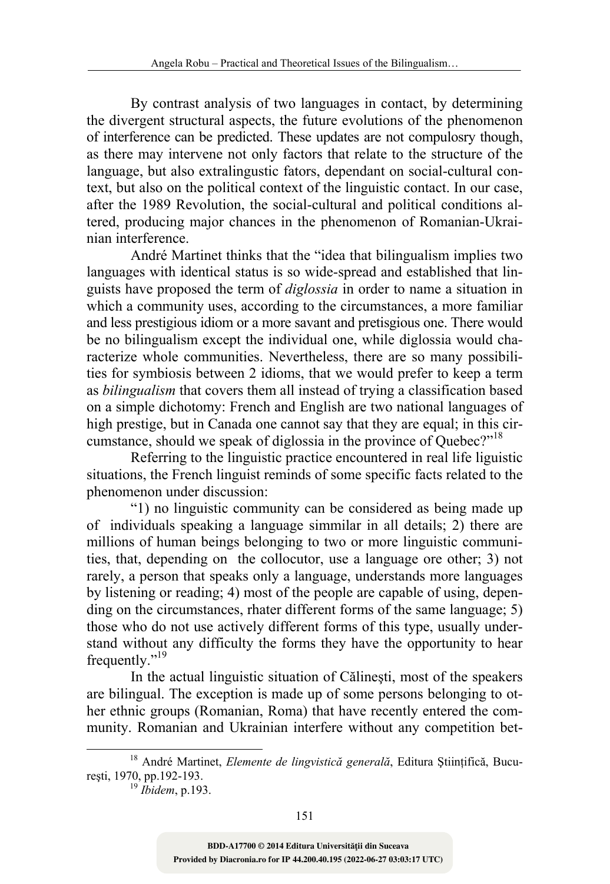By contrast analysis of two languages in contact, by determining the divergent structural aspects, the future evolutions of the phenomenon of interference can be predicted. These updates are not compulosry though, as there may intervene not only factors that relate to the structure of the language, but also extralingustic fators, dependant on social-cultural context, but also on the political context of the linguistic contact. In our case, after the 1989 Revolution, the social-cultural and political conditions altered, producing major chances in the phenomenon of Romanian-Ukrainian interference.

André Martinet thinks that the "idea that bilingualism implies two languages with identical status is so wide-spread and established that linguists have proposed the term of *diglossia* in order to name a situation in which a community uses, according to the circumstances, a more familiar and less prestigious idiom or a more savant and pretisgious one. There would be no bilingualism except the individual one, while diglossia would characterize whole communities. Nevertheless, there are so many possibilities for symbiosis between 2 idioms, that we would prefer to keep a term as *bilingualism* that covers them all instead of trying a classification based on a simple dichotomy: French and English are two national languages of high prestige, but in Canada one cannot say that they are equal; in this circumstance, should we speak of diglossia in the province of Quebec?"[18]

Referring to the linguistic practice encountered in real life liguistic situations, the French linguist reminds of some specific facts related to the phenomenon under discussion:

"1) no linguistic community can be considered as being made up of individuals speaking a language simmilar in all details; 2) there are millions of human beings belonging to two or more linguistic communities, that, depending on the collocutor, use a language ore other; 3) not rarely, a person that speaks only a language, understands more languages by listening or reading; 4) most of the people are capable of using, depending on the circumstances, rhater different forms of the same language; 5) those who do not use actively different forms of this type, usually understand without any difficulty the forms they have the opportunity to hear frequently."[19]

In the actual linguistic situation of Călineşti, most of the speakers are bilingual. The exception is made up of some persons belonging to other ethnic groups (Romanian, Roma) that have recently entered the community. Romanian and Ukrainian interfere without any competition bet-

---

[18] André Martinet, *Elemente de lingvistică generală*, Editura Ştiinţifică, Bucureşti, 1970, pp.192-193.

[19] *Ibidem*, p.193.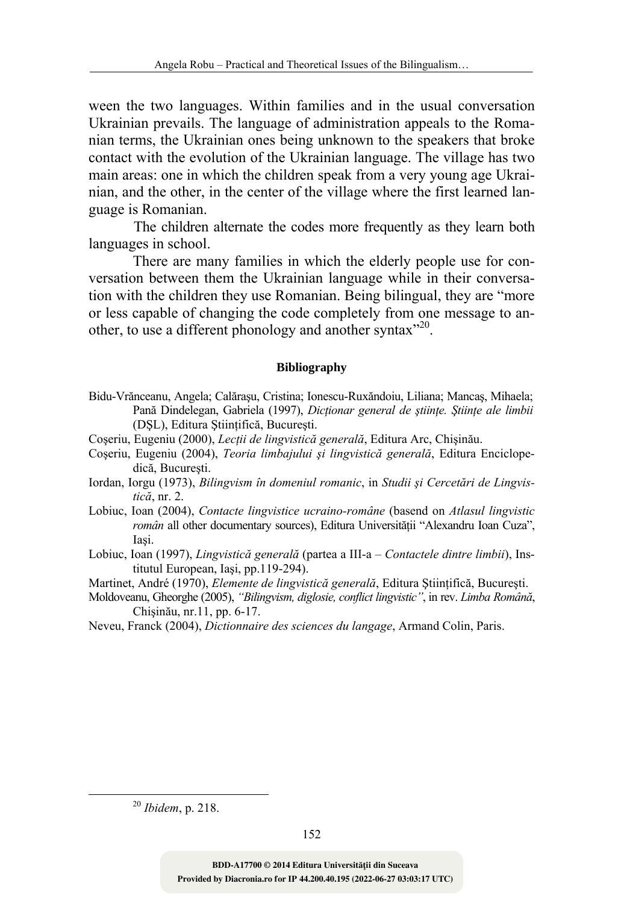ween the two languages. Within families and in the usual conversation Ukrainian prevails. The language of administration appeals to the Romanian terms, the Ukrainian ones being unknown to the speakers that broke contact with the evolution of the Ukrainian language. The village has two main areas: one in which the children speak from a very young age Ukrainian, and the other, in the center of the village where the first learned language is Romanian.

The children alternate the codes more frequently as they learn both languages in school.

There are many families in which the elderly people use for conversation between them the Ukrainian language while in their conversation with the children they use Romanian. Being bilingual, they are "more or less capable of changing the code completely from one message to another, to use a different phonology and another syntax"[20].

**Bibliography**

Bidu-Vrănceanu, Angela; Călăraşu, Cristina; Ionescu-Ruxăndoiu, Liliana; Mancaş, Mihaela; Pană Dindelegan, Gabriela (1997), *Dicționar general de științe. Ştiințe ale limbii* (DŞL), Editura Ştiințifică, Bucureşti.

Coşeriu, Eugeniu (2000), *Lecții de lingvistică generală*, Editura Arc, Chişinău.

Coşeriu, Eugeniu (2004), *Teoria limbajului şi lingvistică generală*, Editura Enciclopedică, Bucureşti.

Iordan, Iorgu (1973), *Bilingvism în domeniul romanic*, in *Studii şi Cercetări de Lingvistică*, nr. 2.

Lobiuc, Ioan (2004), *Contacte lingvistice ucraino-române* (basend on *Atlasul lingvistic român* all other documentary sources), Editura Universității "Alexandru Ioan Cuza", Iaşi.

Lobiuc, Ioan (1997), *Lingvistică generală* (partea a III-a – *Contactele dintre limbii*), Institutul European, Iaşi, pp.119-294).

Martinet, André (1970), *Elemente de lingvistică generală*, Editura Ştiințifică, Bucureşti.

Moldoveanu, Gheorghe (2005), *"Bilingvism, diglosie, conflict lingvistic"*, in rev. *Limba Română*, Chişinău, nr.11, pp. 6-17.

Neveu, Franck (2004), *Dictionnaire des sciences du langage*, Armand Colin, Paris.

---

[20] *Ibidem*, p. 218.